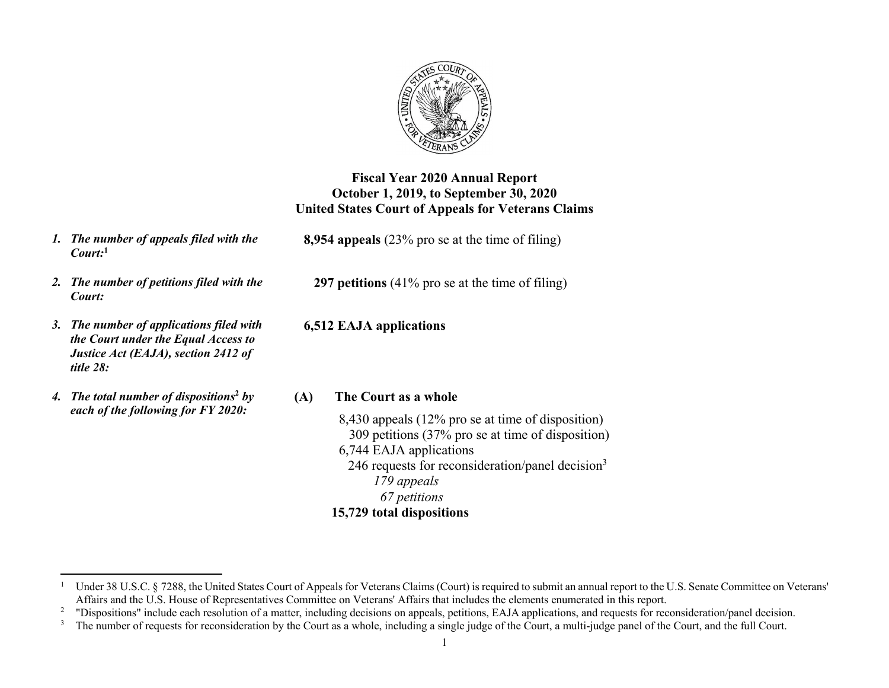**Fiscal Year 2020 Annual Report**
**October 1, 2019, to September 30, 2020**
**United States Court of Appeals for Veterans Claims**

1. ***The number of appeals filed with the Court:***[1]

   **8,954 appeals** (23% pro se at the time of filing)

2. ***The number of petitions filed with the Court:***

   **297 petitions** (41% pro se at the time of filing)

3. ***The number of applications filed with the Court under the Equal Access to Justice Act (EAJA), section 2412 of title 28:***

   **6,512 EAJA applications**

4. ***The total number of dispositions***[2] ***by each of the following for FY 2020:***

   **(A) The Court as a whole**

   8,430 appeals (12% pro se at time of disposition)
   309 petitions (37% pro se at time of disposition)
   6,744 EAJA applications
   246 requests for reconsideration/panel decision[3]
   *179 appeals*
   *67 petitions*
   **15,729 total dispositions**

---

[1] Under 38 U.S.C. § 7288, the United States Court of Appeals for Veterans Claims (Court) is required to submit an annual report to the U.S. Senate Committee on Veterans' Affairs and the U.S. House of Representatives Committee on Veterans' Affairs that includes the elements enumerated in this report.

[2] "Dispositions" include each resolution of a matter, including decisions on appeals, petitions, EAJA applications, and requests for reconsideration/panel decision.

[3] The number of requests for reconsideration by the Court as a whole, including a single judge of the Court, a multi-judge panel of the Court, and the full Court.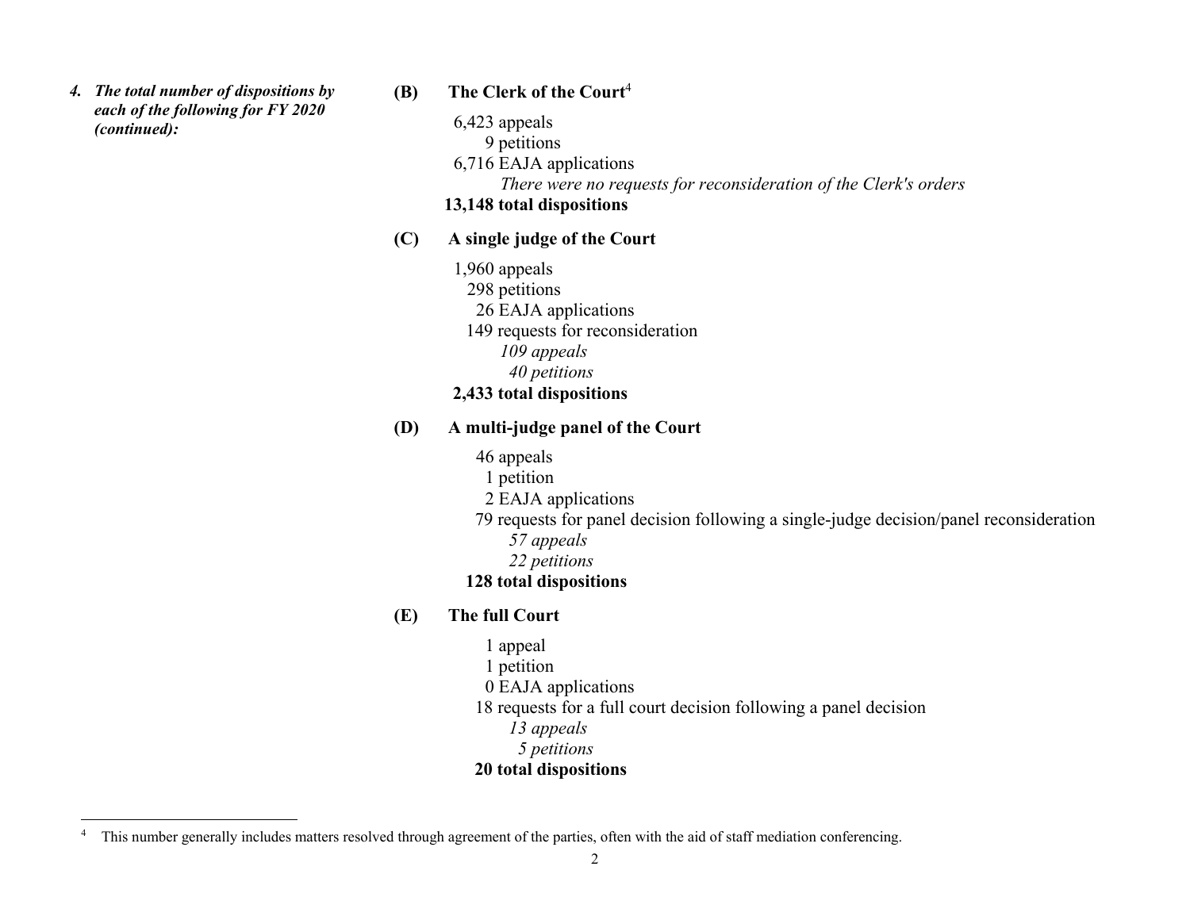***4. The total number of dispositions by each of the following for FY 2020 (continued):***

**(B) The Clerk of the Court**[4]

6,423 appeals
9 petitions
6,716 EAJA applications
*There were no requests for reconsideration of the Clerk's orders*
**13,148 total dispositions**

**(C) A single judge of the Court**

1,960 appeals
298 petitions
26 EAJA applications
149 requests for reconsideration
*109 appeals*
*40 petitions*
**2,433 total dispositions**

**(D) A multi-judge panel of the Court**

46 appeals
1 petition
2 EAJA applications
79 requests for panel decision following a single-judge decision/panel reconsideration
*57 appeals*
*22 petitions*
**128 total dispositions**

**(E) The full Court**

1 appeal
1 petition
0 EAJA applications
18 requests for a full court decision following a panel decision
*13 appeals*
*5 petitions*
**20 total dispositions**

---

[4] This number generally includes matters resolved through agreement of the parties, often with the aid of staff mediation conferencing.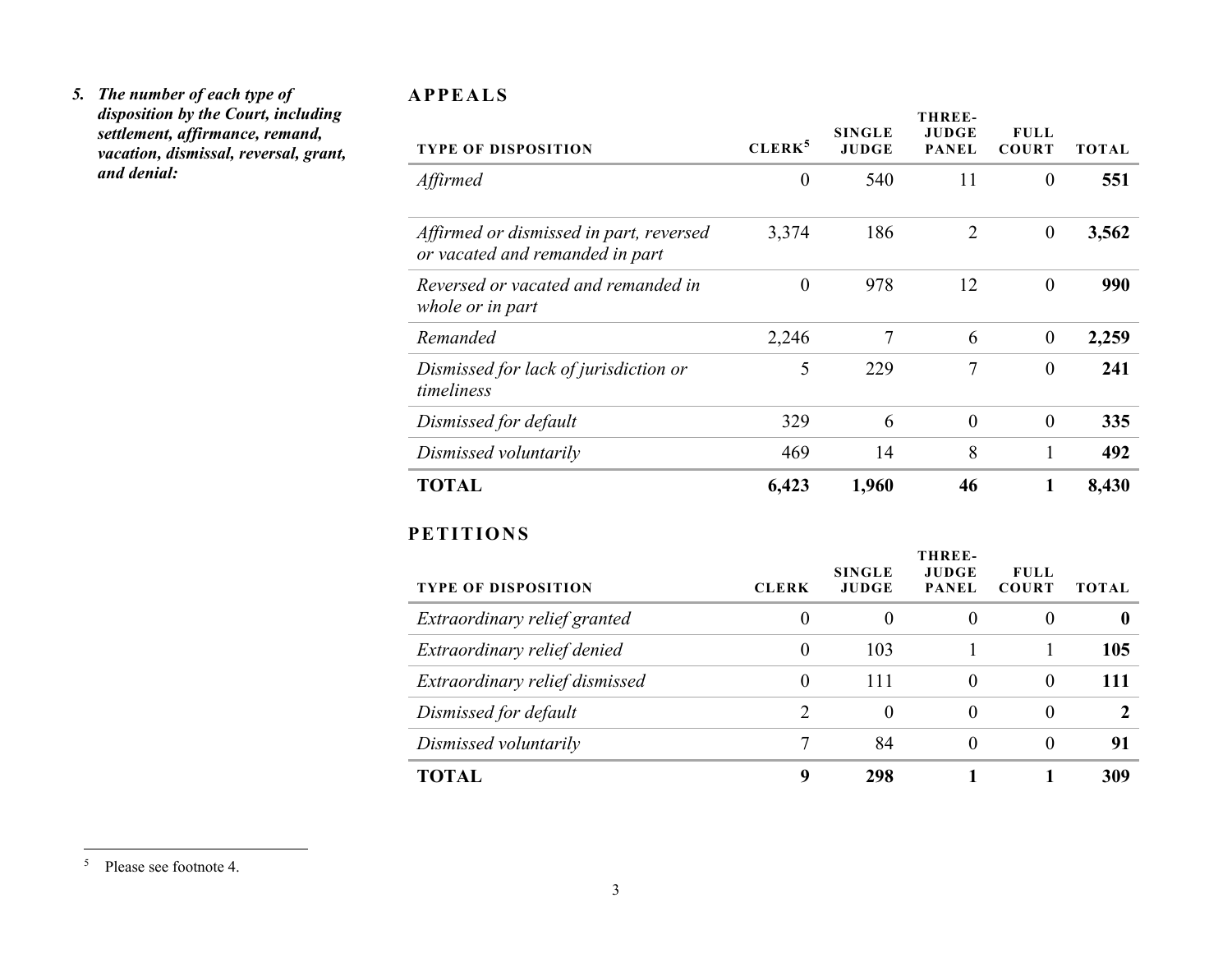***5. The number of each type of disposition by the Court, including settlement, affirmance, remand, vacation, dismissal, reversal, grant, and denial:***

## APPEALS

| TYPE OF DISPOSITION | CLERK[5] | SINGLE JUDGE | THREE-JUDGE PANEL | FULL COURT | TOTAL |
|---|---|---|---|---|---|
| *Affirmed* | 0 | 540 | 11 | 0 | **551** |
| *Affirmed or dismissed in part, reversed or vacated and remanded in part* | 3,374 | 186 | 2 | 0 | **3,562** |
| *Reversed or vacated and remanded in whole or in part* | 0 | 978 | 12 | 0 | **990** |
| *Remanded* | 2,246 | 7 | 6 | 0 | **2,259** |
| *Dismissed for lack of jurisdiction or timeliness* | 5 | 229 | 7 | 0 | **241** |
| *Dismissed for default* | 329 | 6 | 0 | 0 | **335** |
| *Dismissed voluntarily* | 469 | 14 | 8 | 1 | **492** |
| **TOTAL** | **6,423** | **1,960** | **46** | **1** | **8,430** |

## PETITIONS

| TYPE OF DISPOSITION | CLERK | SINGLE JUDGE | THREE-JUDGE PANEL | FULL COURT | TOTAL |
|---|---|---|---|---|---|
| *Extraordinary relief granted* | 0 | 0 | 0 | 0 | **0** |
| *Extraordinary relief denied* | 0 | 103 | 1 | 1 | **105** |
| *Extraordinary relief dismissed* | 0 | 111 | 0 | 0 | **111** |
| *Dismissed for default* | 2 | 0 | 0 | 0 | **2** |
| *Dismissed voluntarily* | 7 | 84 | 0 | 0 | **91** |
| **TOTAL** | **9** | **298** | **1** | **1** | **309** |

[5] Please see footnote 4.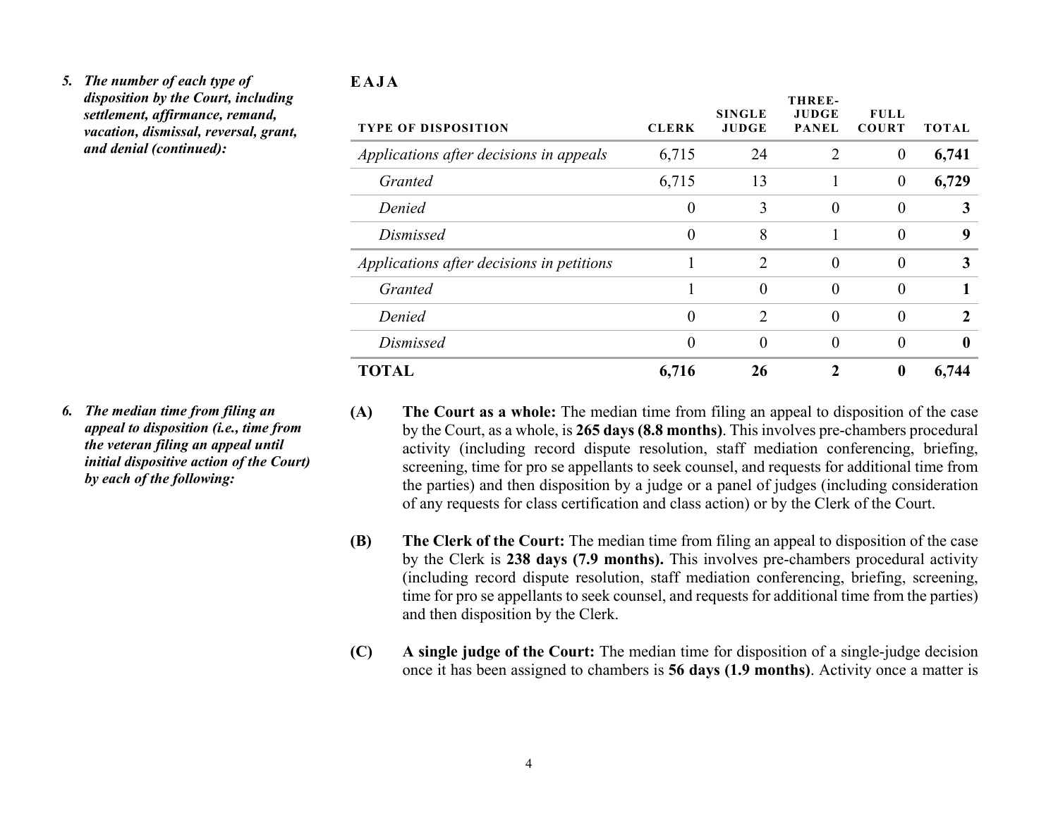*5. The number of each type of disposition by the Court, including settlement, affirmance, remand, vacation, dismissal, reversal, grant, and denial (continued):*

**EAJA**

| TYPE OF DISPOSITION | CLERK | SINGLE JUDGE | THREE-JUDGE PANEL | FULL COURT | TOTAL |
|---|---|---|---|---|---|
| *Applications after decisions in appeals* | 6,715 | 24 | 2 | 0 | **6,741** |
| *Granted* | 6,715 | 13 | 1 | 0 | **6,729** |
| *Denied* | 0 | 3 | 0 | 0 | **3** |
| *Dismissed* | 0 | 8 | 1 | 0 | **9** |
| *Applications after decisions in petitions* | 1 | 2 | 0 | 0 | **3** |
| *Granted* | 1 | 0 | 0 | 0 | **1** |
| *Denied* | 0 | 2 | 0 | 0 | **2** |
| *Dismissed* | 0 | 0 | 0 | 0 | **0** |
| **TOTAL** | **6,716** | **26** | **2** | **0** | **6,744** |

*6. The median time from filing an appeal to disposition (i.e., time from the veteran filing an appeal until initial dispositive action of the Court) by each of the following:*

**(A)** **The Court as a whole:** The median time from filing an appeal to disposition of the case by the Court, as a whole, is **265 days (8.8 months)**. This involves pre-chambers procedural activity (including record dispute resolution, staff mediation conferencing, briefing, screening, time for pro se appellants to seek counsel, and requests for additional time from the parties) and then disposition by a judge or a panel of judges (including consideration of any requests for class certification and class action) or by the Clerk of the Court.

**(B)** **The Clerk of the Court:** The median time from filing an appeal to disposition of the case by the Clerk is **238 days (7.9 months).** This involves pre-chambers procedural activity (including record dispute resolution, staff mediation conferencing, briefing, screening, time for pro se appellants to seek counsel, and requests for additional time from the parties) and then disposition by the Clerk.

**(C)** **A single judge of the Court:** The median time for disposition of a single-judge decision once it has been assigned to chambers is **56 days (1.9 months)**. Activity once a matter is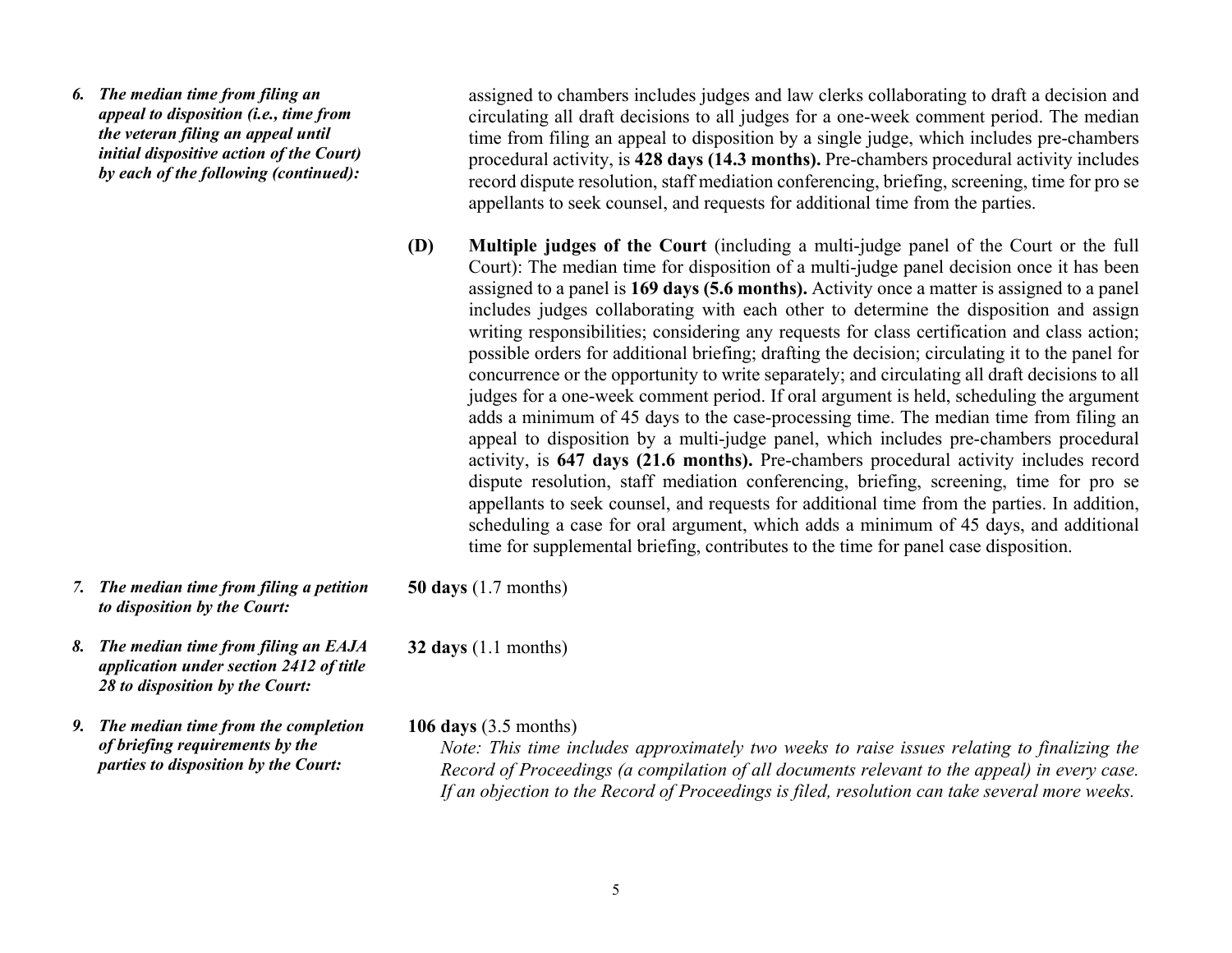***6. The median time from filing an appeal to disposition (i.e., time from the veteran filing an appeal until initial dispositive action of the Court) by each of the following (continued):***

assigned to chambers includes judges and law clerks collaborating to draft a decision and circulating all draft decisions to all judges for a one-week comment period. The median time from filing an appeal to disposition by a single judge, which includes pre-chambers procedural activity, is **428 days (14.3 months).** Pre-chambers procedural activity includes record dispute resolution, staff mediation conferencing, briefing, screening, time for pro se appellants to seek counsel, and requests for additional time from the parties.

**(D)** **Multiple judges of the Court** (including a multi-judge panel of the Court or the full Court): The median time for disposition of a multi-judge panel decision once it has been assigned to a panel is **169 days (5.6 months).** Activity once a matter is assigned to a panel includes judges collaborating with each other to determine the disposition and assign writing responsibilities; considering any requests for class certification and class action; possible orders for additional briefing; drafting the decision; circulating it to the panel for concurrence or the opportunity to write separately; and circulating all draft decisions to all judges for a one-week comment period. If oral argument is held, scheduling the argument adds a minimum of 45 days to the case-processing time. The median time from filing an appeal to disposition by a multi-judge panel, which includes pre-chambers procedural activity, is **647 days (21.6 months).** Pre-chambers procedural activity includes record dispute resolution, staff mediation conferencing, briefing, screening, time for pro se appellants to seek counsel, and requests for additional time from the parties. In addition, scheduling a case for oral argument, which adds a minimum of 45 days, and additional time for supplemental briefing, contributes to the time for panel case disposition.

***7. The median time from filing a petition to disposition by the Court:***

**50 days** (1.7 months)

***8. The median time from filing an EAJA application under section 2412 of title 28 to disposition by the Court:***

**32 days** (1.1 months)

***9. The median time from the completion of briefing requirements by the parties to disposition by the Court:***

**106 days** (3.5 months)

*Note: This time includes approximately two weeks to raise issues relating to finalizing the Record of Proceedings (a compilation of all documents relevant to the appeal) in every case. If an objection to the Record of Proceedings is filed, resolution can take several more weeks.*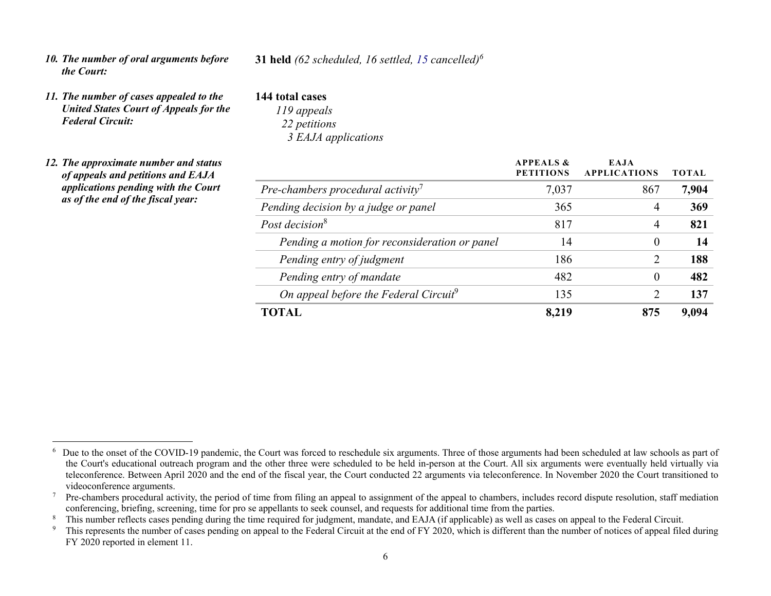*10. The number of oral arguments before the Court:*

**31 held** *(62 scheduled, 16 settled, 15 cancelled)*[6]

*11. The number of cases appealed to the United States Court of Appeals for the Federal Circuit:*

**144 total cases**
*119 appeals*
*22 petitions*
*3 EAJA applications*

*12. The approximate number and status of appeals and petitions and EAJA applications pending with the Court as of the end of the fiscal year:*

| | APPEALS & PETITIONS | EAJA APPLICATIONS | TOTAL |
|---|---|---|---|
| *Pre-chambers procedural activity*[7] | 7,037 | 867 | **7,904** |
| *Pending decision by a judge or panel* | 365 | 4 | **369** |
| *Post decision*[8] | 817 | 4 | **821** |
| *Pending a motion for reconsideration or panel* | 14 | 0 | **14** |
| *Pending entry of judgment* | 186 | 2 | **188** |
| *Pending entry of mandate* | 482 | 0 | **482** |
| *On appeal before the Federal Circuit*[9] | 135 | 2 | **137** |
| **TOTAL** | **8,219** | **875** | **9,094** |

[6] Due to the onset of the COVID-19 pandemic, the Court was forced to reschedule six arguments. Three of those arguments had been scheduled at law schools as part of the Court's educational outreach program and the other three were scheduled to be held in-person at the Court. All six arguments were eventually held virtually via teleconference. Between April 2020 and the end of the fiscal year, the Court conducted 22 arguments via teleconference. In November 2020 the Court transitioned to videoconference arguments.

[7] Pre-chambers procedural activity, the period of time from filing an appeal to assignment of the appeal to chambers, includes record dispute resolution, staff mediation conferencing, briefing, screening, time for pro se appellants to seek counsel, and requests for additional time from the parties.

[8] This number reflects cases pending during the time required for judgment, mandate, and EAJA (if applicable) as well as cases on appeal to the Federal Circuit.

[9] This represents the number of cases pending on appeal to the Federal Circuit at the end of FY 2020, which is different than the number of notices of appeal filed during FY 2020 reported in element 11.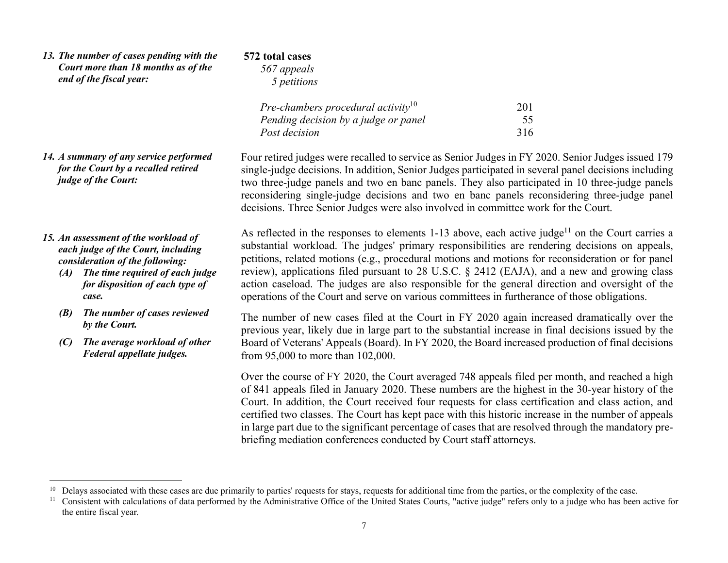*13. The number of cases pending with the Court more than 18 months as of the end of the fiscal year:*

**572 total cases**
*567 appeals*
*5 petitions*

| | |
|---|---|
| *Pre-chambers procedural activity*[10] | 201 |
| *Pending decision by a judge or panel* | 55 |
| *Post decision* | 316 |

*14. A summary of any service performed for the Court by a recalled retired judge of the Court:*

Four retired judges were recalled to service as Senior Judges in FY 2020. Senior Judges issued 179 single-judge decisions. In addition, Senior Judges participated in several panel decisions including two three-judge panels and two en banc panels. They also participated in 10 three-judge panels reconsidering single-judge decisions and two en banc panels reconsidering three-judge panel decisions. Three Senior Judges were also involved in committee work for the Court.

***15. An assessment of the workload of each judge of the Court, including consideration of the following:***

***(A) The time required of each judge for disposition of each type of case.***

***(B) The number of cases reviewed by the Court.***

***(C) The average workload of other Federal appellate judges.***

As reflected in the responses to elements 1-13 above, each active judge[11] on the Court carries a substantial workload. The judges' primary responsibilities are rendering decisions on appeals, petitions, related motions (e.g., procedural motions and motions for reconsideration or for panel review), applications filed pursuant to 28 U.S.C. § 2412 (EAJA), and a new and growing class action caseload. The judges are also responsible for the general direction and oversight of the operations of the Court and serve on various committees in furtherance of those obligations.

The number of new cases filed at the Court in FY 2020 again increased dramatically over the previous year, likely due in large part to the substantial increase in final decisions issued by the Board of Veterans' Appeals (Board). In FY 2020, the Board increased production of final decisions from 95,000 to more than 102,000.

Over the course of FY 2020, the Court averaged 748 appeals filed per month, and reached a high of 841 appeals filed in January 2020. These numbers are the highest in the 30-year history of the Court. In addition, the Court received four requests for class certification and class action, and certified two classes. The Court has kept pace with this historic increase in the number of appeals in large part due to the significant percentage of cases that are resolved through the mandatory pre-briefing mediation conferences conducted by Court staff attorneys.

---

[10] Delays associated with these cases are due primarily to parties' requests for stays, requests for additional time from the parties, or the complexity of the case.

[11] Consistent with calculations of data performed by the Administrative Office of the United States Courts, "active judge" refers only to a judge who has been active for the entire fiscal year.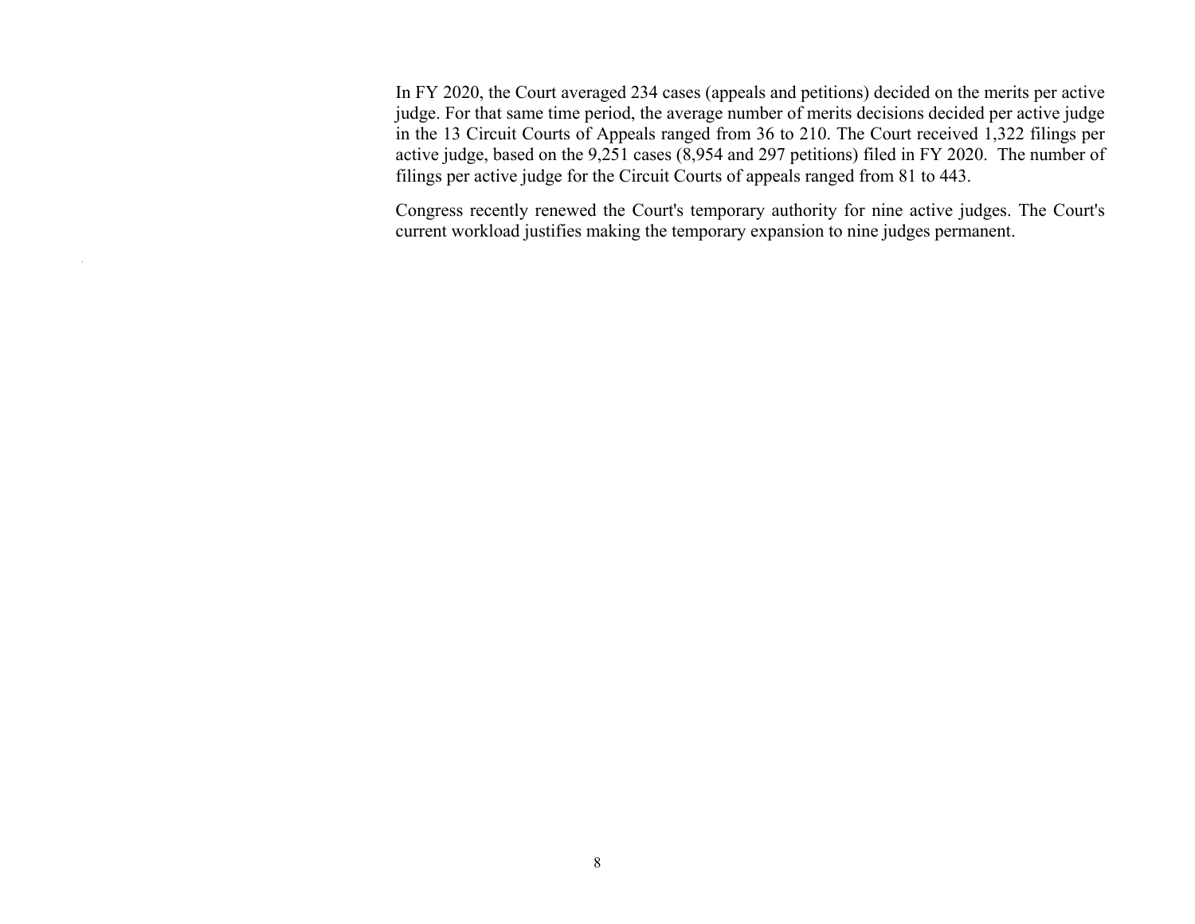In FY 2020, the Court averaged 234 cases (appeals and petitions) decided on the merits per active judge. For that same time period, the average number of merits decisions decided per active judge in the 13 Circuit Courts of Appeals ranged from 36 to 210. The Court received 1,322 filings per active judge, based on the 9,251 cases (8,954 and 297 petitions) filed in FY 2020. The number of filings per active judge for the Circuit Courts of appeals ranged from 81 to 443.

Congress recently renewed the Court's temporary authority for nine active judges. The Court's current workload justifies making the temporary expansion to nine judges permanent.